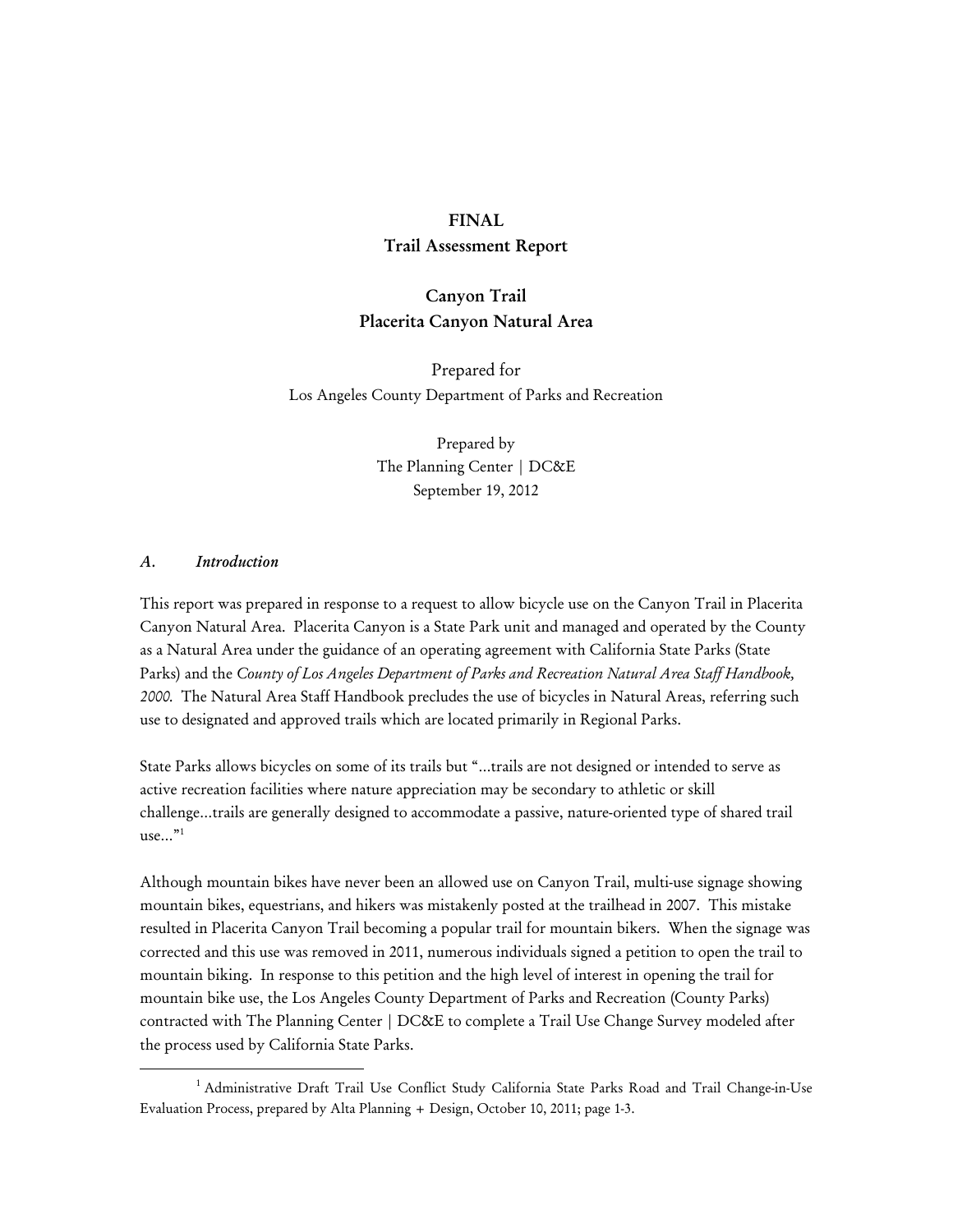**FINAL**
**Trail Assessment Report**

**Canyon Trail**
**Placerita Canyon Natural Area**

Prepared for
Los Angeles County Department of Parks and Recreation

Prepared by
The Planning Center | DC&E
September 19, 2012

## *A. Introduction*

This report was prepared in response to a request to allow bicycle use on the Canyon Trail in Placerita Canyon Natural Area. Placerita Canyon is a State Park unit and managed and operated by the County as a Natural Area under the guidance of an operating agreement with California State Parks (State Parks) and the *County of Los Angeles Department of Parks and Recreation Natural Area Staff Handbook, 2000.* The Natural Area Staff Handbook precludes the use of bicycles in Natural Areas, referring such use to designated and approved trails which are located primarily in Regional Parks.

State Parks allows bicycles on some of its trails but "...trails are not designed or intended to serve as active recreation facilities where nature appreciation may be secondary to athletic or skill challenge...trails are generally designed to accommodate a passive, nature-oriented type of shared trail use..."[1]

Although mountain bikes have never been an allowed use on Canyon Trail, multi-use signage showing mountain bikes, equestrians, and hikers was mistakenly posted at the trailhead in 2007. This mistake resulted in Placerita Canyon Trail becoming a popular trail for mountain bikers. When the signage was corrected and this use was removed in 2011, numerous individuals signed a petition to open the trail to mountain biking. In response to this petition and the high level of interest in opening the trail for mountain bike use, the Los Angeles County Department of Parks and Recreation (County Parks) contracted with The Planning Center | DC&E to complete a Trail Use Change Survey modeled after the process used by California State Parks.

[1] Administrative Draft Trail Use Conflict Study California State Parks Road and Trail Change-in-Use Evaluation Process, prepared by Alta Planning + Design, October 10, 2011; page 1-3.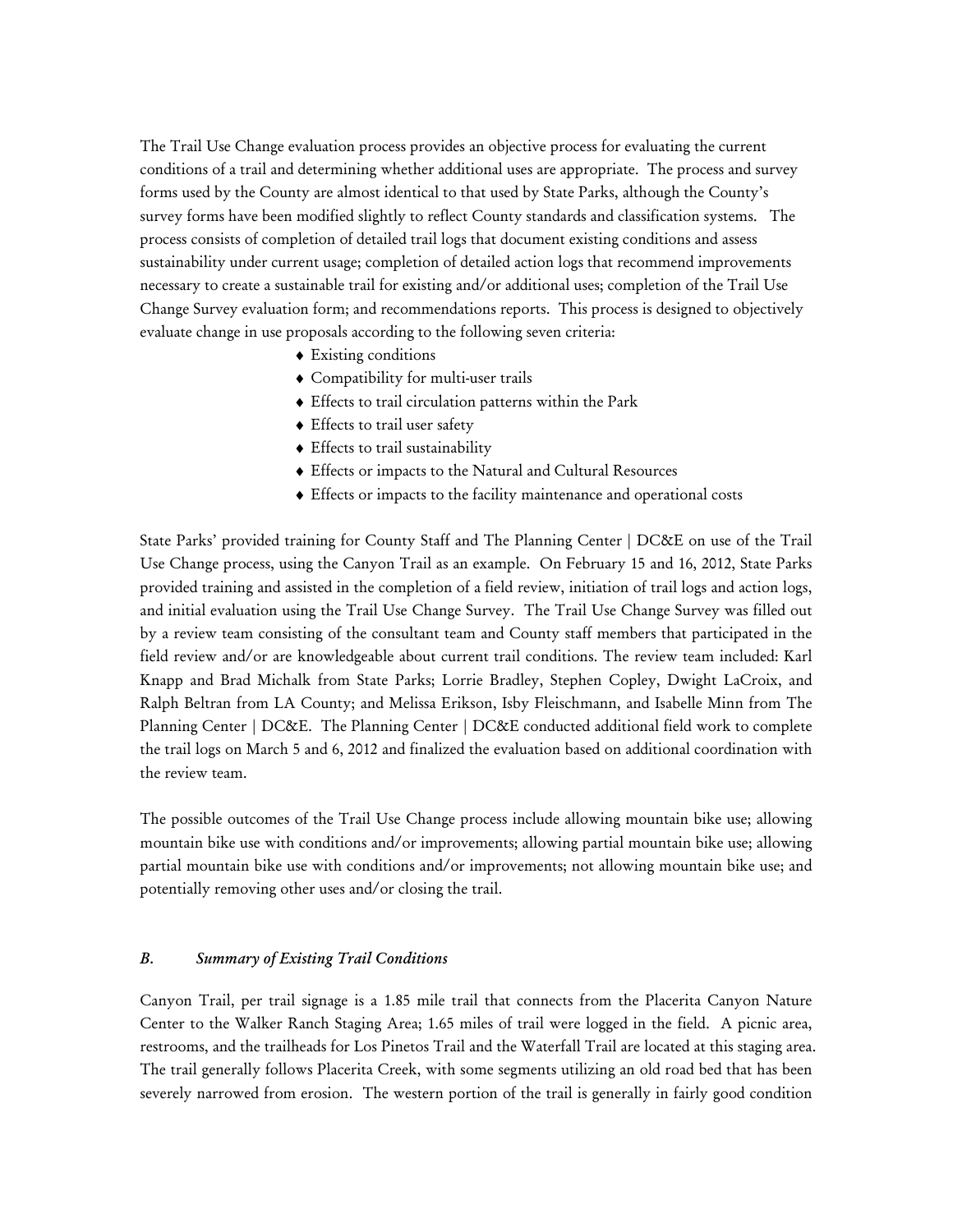The Trail Use Change evaluation process provides an objective process for evaluating the current conditions of a trail and determining whether additional uses are appropriate. The process and survey forms used by the County are almost identical to that used by State Parks, although the County's survey forms have been modified slightly to reflect County standards and classification systems. The process consists of completion of detailed trail logs that document existing conditions and assess sustainability under current usage; completion of detailed action logs that recommend improvements necessary to create a sustainable trail for existing and/or additional uses; completion of the Trail Use Change Survey evaluation form; and recommendations reports. This process is designed to objectively evaluate change in use proposals according to the following seven criteria:

- Existing conditions
- Compatibility for multi-user trails
- Effects to trail circulation patterns within the Park
- Effects to trail user safety
- Effects to trail sustainability
- Effects or impacts to the Natural and Cultural Resources
- Effects or impacts to the facility maintenance and operational costs

State Parks' provided training for County Staff and The Planning Center | DC&E on use of the Trail Use Change process, using the Canyon Trail as an example. On February 15 and 16, 2012, State Parks provided training and assisted in the completion of a field review, initiation of trail logs and action logs, and initial evaluation using the Trail Use Change Survey. The Trail Use Change Survey was filled out by a review team consisting of the consultant team and County staff members that participated in the field review and/or are knowledgeable about current trail conditions. The review team included: Karl Knapp and Brad Michalk from State Parks; Lorrie Bradley, Stephen Copley, Dwight LaCroix, and Ralph Beltran from LA County; and Melissa Erikson, Isby Fleischmann, and Isabelle Minn from The Planning Center | DC&E. The Planning Center | DC&E conducted additional field work to complete the trail logs on March 5 and 6, 2012 and finalized the evaluation based on additional coordination with the review team.

The possible outcomes of the Trail Use Change process include allowing mountain bike use; allowing mountain bike use with conditions and/or improvements; allowing partial mountain bike use; allowing partial mountain bike use with conditions and/or improvements; not allowing mountain bike use; and potentially removing other uses and/or closing the trail.

### *B. Summary of Existing Trail Conditions*

Canyon Trail, per trail signage is a 1.85 mile trail that connects from the Placerita Canyon Nature Center to the Walker Ranch Staging Area; 1.65 miles of trail were logged in the field. A picnic area, restrooms, and the trailheads for Los Pinetos Trail and the Waterfall Trail are located at this staging area. The trail generally follows Placerita Creek, with some segments utilizing an old road bed that has been severely narrowed from erosion. The western portion of the trail is generally in fairly good condition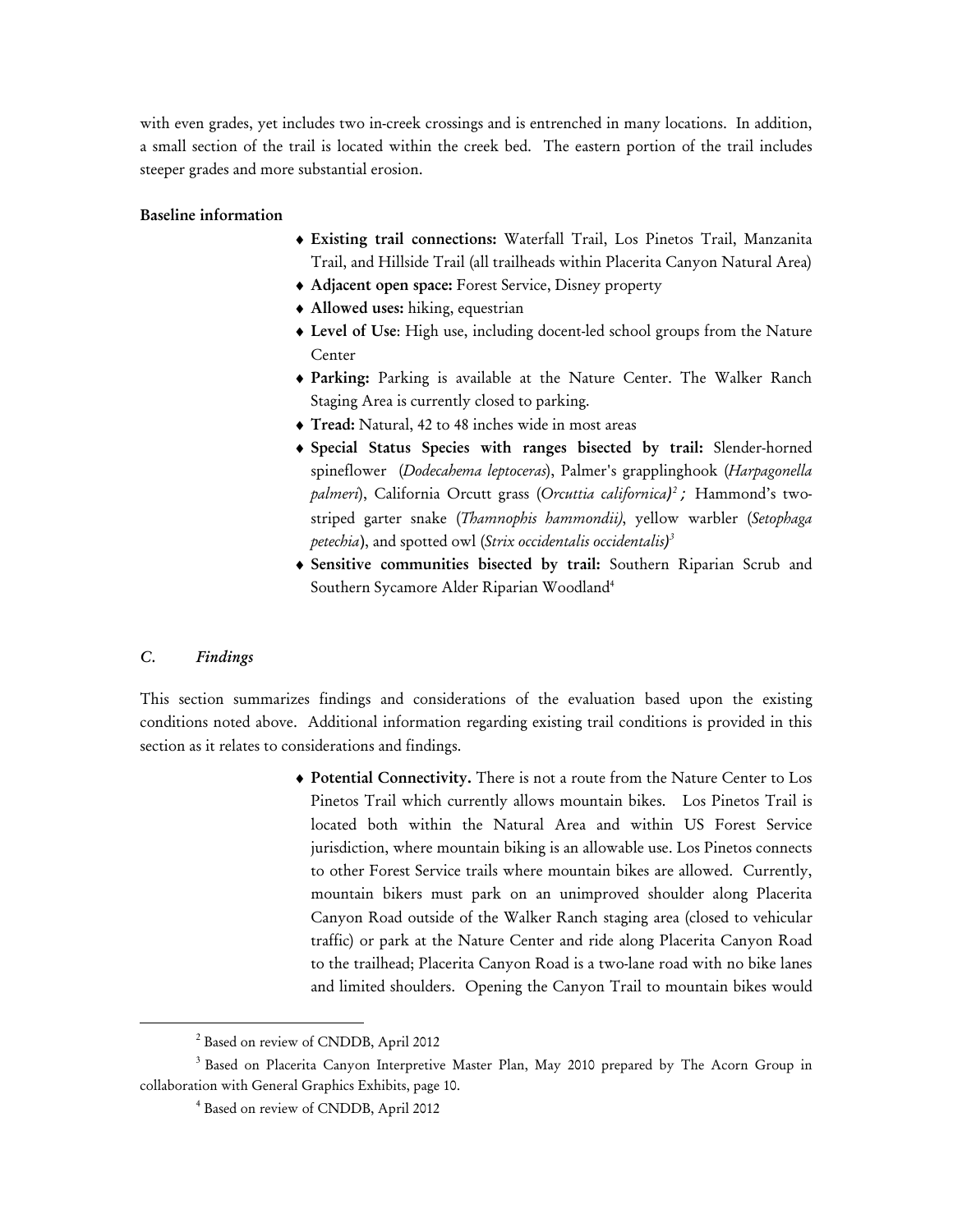with even grades, yet includes two in-creek crossings and is entrenched in many locations. In addition, a small section of the trail is located within the creek bed. The eastern portion of the trail includes steeper grades and more substantial erosion.

**Baseline information**

- **Existing trail connections:** Waterfall Trail, Los Pinetos Trail, Manzanita Trail, and Hillside Trail (all trailheads within Placerita Canyon Natural Area)
- **Adjacent open space:** Forest Service, Disney property
- **Allowed uses:** hiking, equestrian
- **Level of Use**: High use, including docent-led school groups from the Nature Center
- **Parking:** Parking is available at the Nature Center. The Walker Ranch Staging Area is currently closed to parking.
- **Tread:** Natural, 42 to 48 inches wide in most areas
- **Special Status Species with ranges bisected by trail:** Slender-horned spineflower (*Dodecahema leptoceras*), Palmer's grapplinghook (*Harpagonella palmeri*), California Orcutt grass (*Orcuttia californica)*[2]*;* Hammond's two-striped garter snake (*Thamnophis hammondii)*, yellow warbler (*Setophaga petechia*), and spotted owl (*Strix occidentalis occidentalis)*[3]
- **Sensitive communities bisected by trail:** Southern Riparian Scrub and Southern Sycamore Alder Riparian Woodland[4]

### *C. Findings*

This section summarizes findings and considerations of the evaluation based upon the existing conditions noted above. Additional information regarding existing trail conditions is provided in this section as it relates to considerations and findings.

- **Potential Connectivity.** There is not a route from the Nature Center to Los Pinetos Trail which currently allows mountain bikes. Los Pinetos Trail is located both within the Natural Area and within US Forest Service jurisdiction, where mountain biking is an allowable use. Los Pinetos connects to other Forest Service trails where mountain bikes are allowed. Currently, mountain bikers must park on an unimproved shoulder along Placerita Canyon Road outside of the Walker Ranch staging area (closed to vehicular traffic) or park at the Nature Center and ride along Placerita Canyon Road to the trailhead; Placerita Canyon Road is a two-lane road with no bike lanes and limited shoulders. Opening the Canyon Trail to mountain bikes would

---

[2] Based on review of CNDDB, April 2012

[3] Based on Placerita Canyon Interpretive Master Plan, May 2010 prepared by The Acorn Group in collaboration with General Graphics Exhibits, page 10.

[4] Based on review of CNDDB, April 2012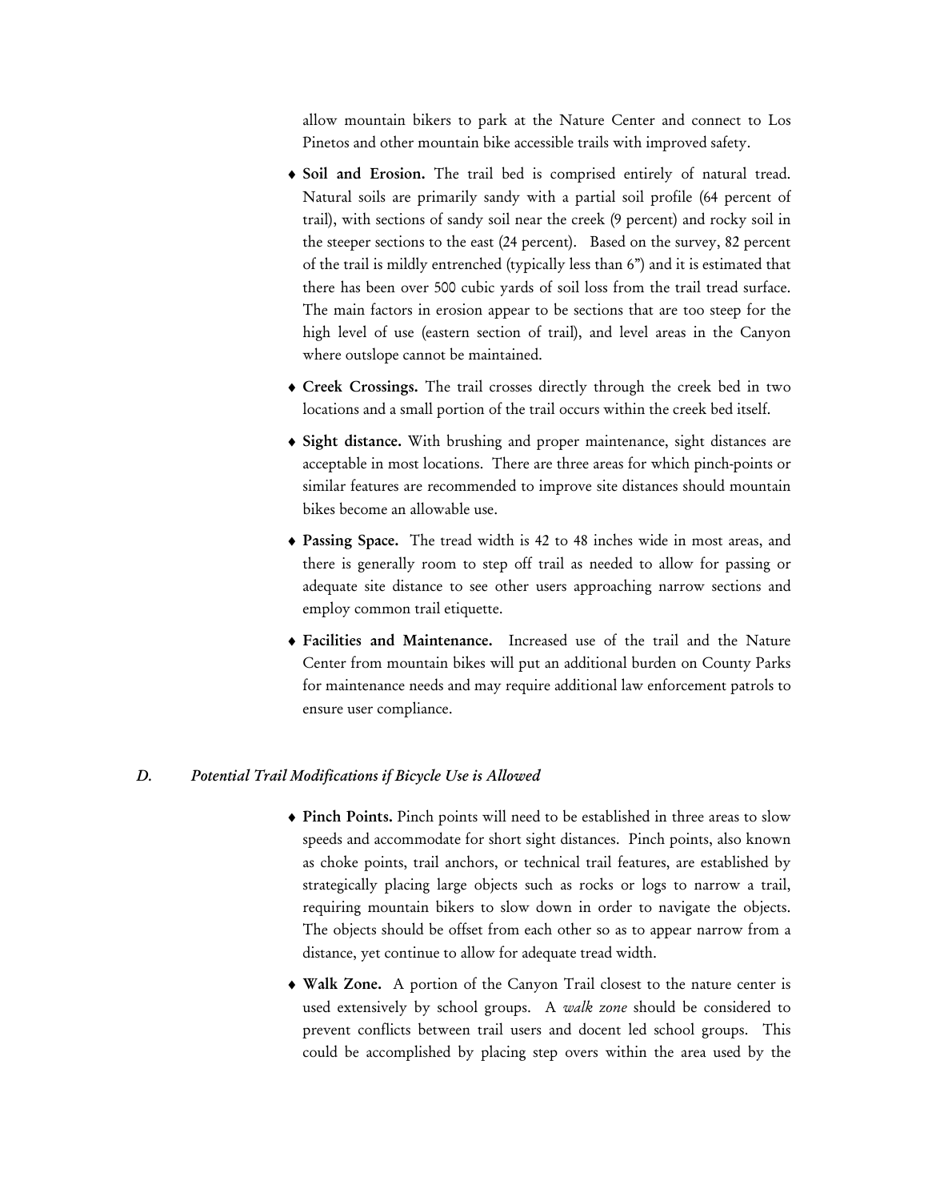allow mountain bikers to park at the Nature Center and connect to Los Pinetos and other mountain bike accessible trails with improved safety.

- **Soil and Erosion.** The trail bed is comprised entirely of natural tread. Natural soils are primarily sandy with a partial soil profile (64 percent of trail), with sections of sandy soil near the creek (9 percent) and rocky soil in the steeper sections to the east (24 percent). Based on the survey, 82 percent of the trail is mildly entrenched (typically less than 6") and it is estimated that there has been over 500 cubic yards of soil loss from the trail tread surface. The main factors in erosion appear to be sections that are too steep for the high level of use (eastern section of trail), and level areas in the Canyon where outslope cannot be maintained.
- **Creek Crossings.** The trail crosses directly through the creek bed in two locations and a small portion of the trail occurs within the creek bed itself.
- **Sight distance.** With brushing and proper maintenance, sight distances are acceptable in most locations. There are three areas for which pinch-points or similar features are recommended to improve site distances should mountain bikes become an allowable use.
- **Passing Space.** The tread width is 42 to 48 inches wide in most areas, and there is generally room to step off trail as needed to allow for passing or adequate site distance to see other users approaching narrow sections and employ common trail etiquette.
- **Facilities and Maintenance.** Increased use of the trail and the Nature Center from mountain bikes will put an additional burden on County Parks for maintenance needs and may require additional law enforcement patrols to ensure user compliance.

### *D. Potential Trail Modifications if Bicycle Use is Allowed*

- **Pinch Points.** Pinch points will need to be established in three areas to slow speeds and accommodate for short sight distances. Pinch points, also known as choke points, trail anchors, or technical trail features, are established by strategically placing large objects such as rocks or logs to narrow a trail, requiring mountain bikers to slow down in order to navigate the objects. The objects should be offset from each other so as to appear narrow from a distance, yet continue to allow for adequate tread width.
- **Walk Zone.** A portion of the Canyon Trail closest to the nature center is used extensively by school groups. A *walk zone* should be considered to prevent conflicts between trail users and docent led school groups. This could be accomplished by placing step overs within the area used by the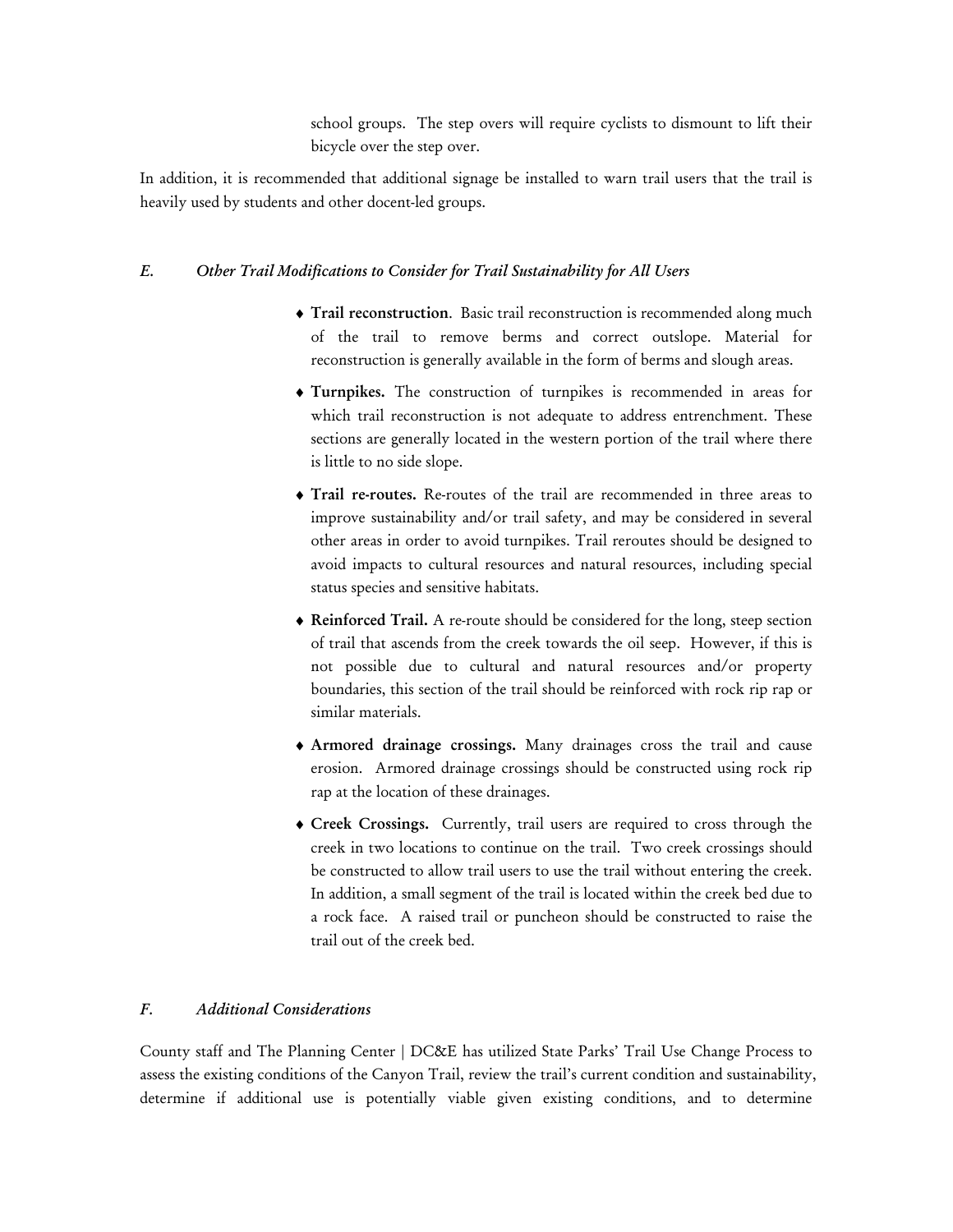school groups. The step overs will require cyclists to dismount to lift their bicycle over the step over.

In addition, it is recommended that additional signage be installed to warn trail users that the trail is heavily used by students and other docent-led groups.

### *E. Other Trail Modifications to Consider for Trail Sustainability for All Users*

- **Trail reconstruction**. Basic trail reconstruction is recommended along much of the trail to remove berms and correct outslope. Material for reconstruction is generally available in the form of berms and slough areas.
- **Turnpikes.** The construction of turnpikes is recommended in areas for which trail reconstruction is not adequate to address entrenchment. These sections are generally located in the western portion of the trail where there is little to no side slope.
- **Trail re-routes.** Re-routes of the trail are recommended in three areas to improve sustainability and/or trail safety, and may be considered in several other areas in order to avoid turnpikes. Trail reroutes should be designed to avoid impacts to cultural resources and natural resources, including special status species and sensitive habitats.
- **Reinforced Trail.** A re-route should be considered for the long, steep section of trail that ascends from the creek towards the oil seep. However, if this is not possible due to cultural and natural resources and/or property boundaries, this section of the trail should be reinforced with rock rip rap or similar materials.
- **Armored drainage crossings.** Many drainages cross the trail and cause erosion. Armored drainage crossings should be constructed using rock rip rap at the location of these drainages.
- **Creek Crossings.** Currently, trail users are required to cross through the creek in two locations to continue on the trail. Two creek crossings should be constructed to allow trail users to use the trail without entering the creek. In addition, a small segment of the trail is located within the creek bed due to a rock face. A raised trail or puncheon should be constructed to raise the trail out of the creek bed.

### *F. Additional Considerations*

County staff and The Planning Center | DC&E has utilized State Parks' Trail Use Change Process to assess the existing conditions of the Canyon Trail, review the trail's current condition and sustainability, determine if additional use is potentially viable given existing conditions, and to determine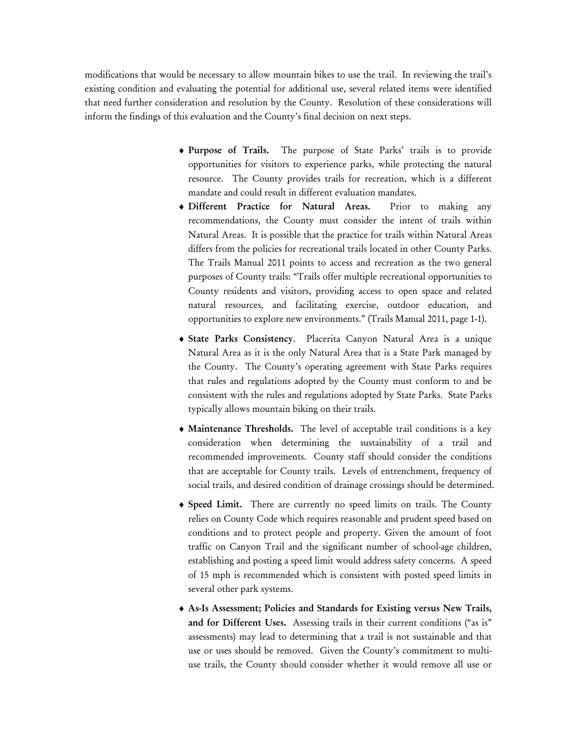modifications that would be necessary to allow mountain bikes to use the trail. In reviewing the trail's existing condition and evaluating the potential for additional use, several related items were identified that need further consideration and resolution by the County. Resolution of these considerations will inform the findings of this evaluation and the County's final decision on next steps.

- **Purpose of Trails.** The purpose of State Parks' trails is to provide opportunities for visitors to experience parks, while protecting the natural resource. The County provides trails for recreation, which is a different mandate and could result in different evaluation mandates.
- **Different Practice for Natural Areas.** Prior to making any recommendations, the County must consider the intent of trails within Natural Areas. It is possible that the practice for trails within Natural Areas differs from the policies for recreational trails located in other County Parks. The Trails Manual 2011 points to access and recreation as the two general purposes of County trails: "Trails offer multiple recreational opportunities to County residents and visitors, providing access to open space and related natural resources, and facilitating exercise, outdoor education, and opportunities to explore new environments." (Trails Manual 2011, page 1-1).
- **State Parks Consistency**. Placerita Canyon Natural Area is a unique Natural Area as it is the only Natural Area that is a State Park managed by the County. The County's operating agreement with State Parks requires that rules and regulations adopted by the County must conform to and be consistent with the rules and regulations adopted by State Parks. State Parks typically allows mountain biking on their trails.
- **Maintenance Thresholds.** The level of acceptable trail conditions is a key consideration when determining the sustainability of a trail and recommended improvements. County staff should consider the conditions that are acceptable for County trails. Levels of entrenchment, frequency of social trails, and desired condition of drainage crossings should be determined.
- **Speed Limit.** There are currently no speed limits on trails. The County relies on County Code which requires reasonable and prudent speed based on conditions and to protect people and property. Given the amount of foot traffic on Canyon Trail and the significant number of school-age children, establishing and posting a speed limit would address safety concerns. A speed of 15 mph is recommended which is consistent with posted speed limits in several other park systems.
- **As-Is Assessment; Policies and Standards for Existing versus New Trails, and for Different Uses.** Assessing trails in their current conditions ("as is" assessments) may lead to determining that a trail is not sustainable and that use or uses should be removed. Given the County's commitment to multi-use trails, the County should consider whether it would remove all use or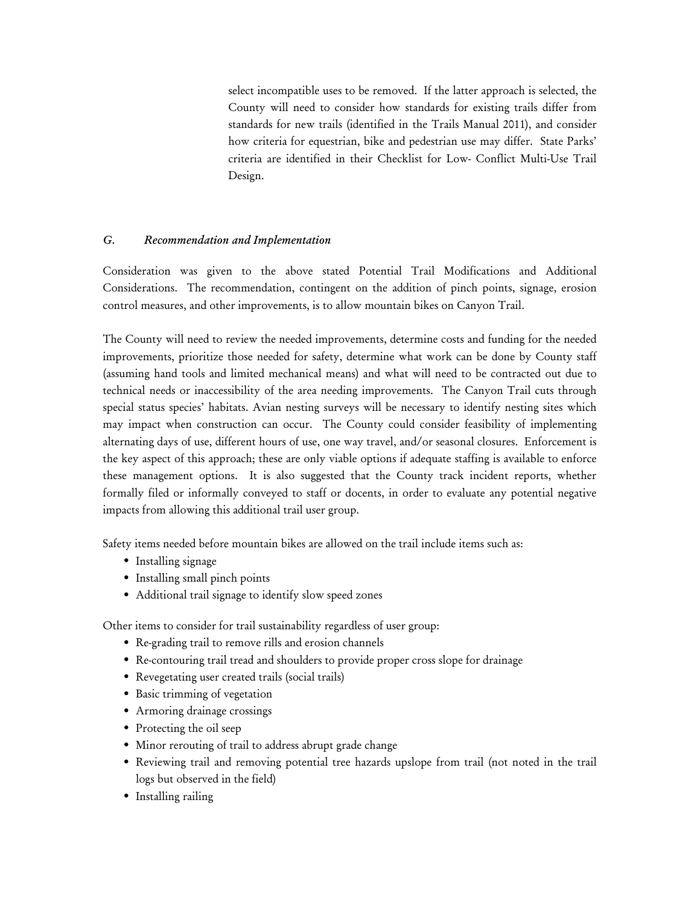select incompatible uses to be removed. If the latter approach is selected, the County will need to consider how standards for existing trails differ from standards for new trails (identified in the Trails Manual 2011), and consider how criteria for equestrian, bike and pedestrian use may differ. State Parks' criteria are identified in their Checklist for Low- Conflict Multi-Use Trail Design.

### *G. Recommendation and Implementation*

Consideration was given to the above stated Potential Trail Modifications and Additional Considerations. The recommendation, contingent on the addition of pinch points, signage, erosion control measures, and other improvements, is to allow mountain bikes on Canyon Trail.

The County will need to review the needed improvements, determine costs and funding for the needed improvements, prioritize those needed for safety, determine what work can be done by County staff (assuming hand tools and limited mechanical means) and what will need to be contracted out due to technical needs or inaccessibility of the area needing improvements. The Canyon Trail cuts through special status species' habitats. Avian nesting surveys will be necessary to identify nesting sites which may impact when construction can occur. The County could consider feasibility of implementing alternating days of use, different hours of use, one way travel, and/or seasonal closures. Enforcement is the key aspect of this approach; these are only viable options if adequate staffing is available to enforce these management options. It is also suggested that the County track incident reports, whether formally filed or informally conveyed to staff or docents, in order to evaluate any potential negative impacts from allowing this additional trail user group.

Safety items needed before mountain bikes are allowed on the trail include items such as:

- Installing signage
- Installing small pinch points
- Additional trail signage to identify slow speed zones

Other items to consider for trail sustainability regardless of user group:

- Re-grading trail to remove rills and erosion channels
- Re-contouring trail tread and shoulders to provide proper cross slope for drainage
- Revegetating user created trails (social trails)
- Basic trimming of vegetation
- Armoring drainage crossings
- Protecting the oil seep
- Minor rerouting of trail to address abrupt grade change
- Reviewing trail and removing potential tree hazards upslope from trail (not noted in the trail logs but observed in the field)
- Installing railing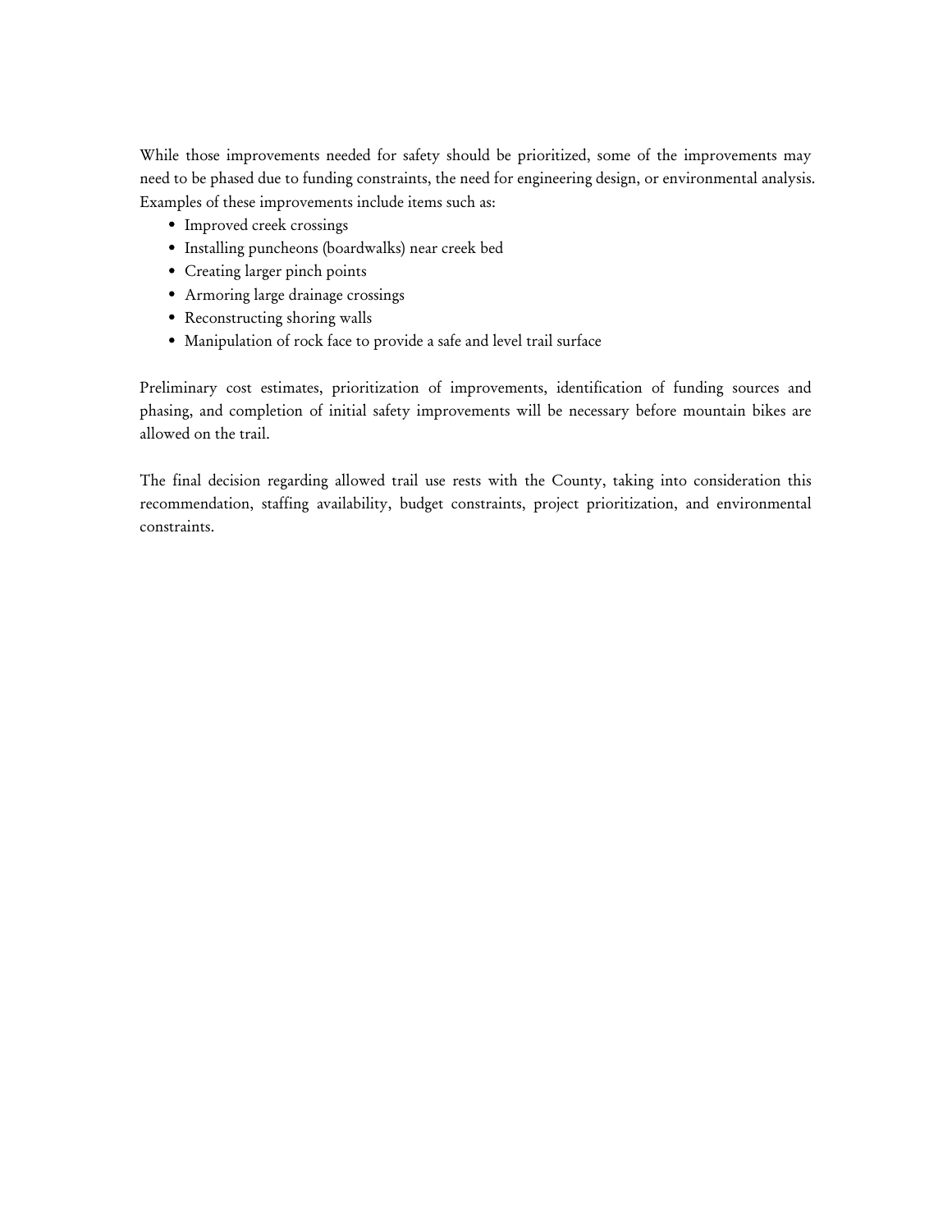While those improvements needed for safety should be prioritized, some of the improvements may need to be phased due to funding constraints, the need for engineering design, or environmental analysis. Examples of these improvements include items such as:

- Improved creek crossings
- Installing puncheons (boardwalks) near creek bed
- Creating larger pinch points
- Armoring large drainage crossings
- Reconstructing shoring walls
- Manipulation of rock face to provide a safe and level trail surface

Preliminary cost estimates, prioritization of improvements, identification of funding sources and phasing, and completion of initial safety improvements will be necessary before mountain bikes are allowed on the trail.

The final decision regarding allowed trail use rests with the County, taking into consideration this recommendation, staffing availability, budget constraints, project prioritization, and environmental constraints.